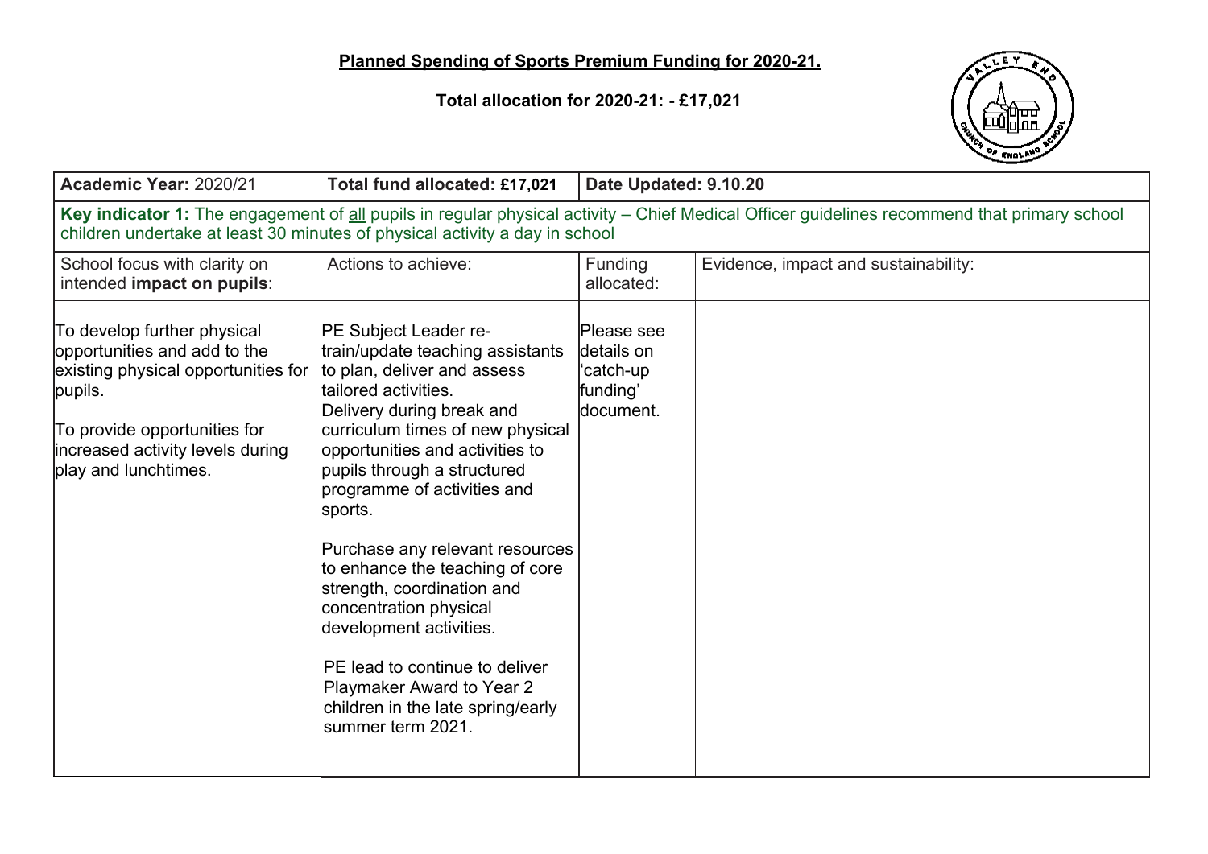**Planned Spending of Sports Premium Funding for 2020-21.**

**Total allocation for 2020-21: - £17,021**

| **Academic Year:** 2020/21 | **Total fund allocated: £17,021** | **Date Updated: 9.10.20** | |
|---|---|---|---|
| **Key indicator 1:** The engagement of all pupils in regular physical activity – Chief Medical Officer guidelines recommend that primary school children undertake at least 30 minutes of physical activity a day in school | | | |
| School focus with clarity on intended **impact on pupils**: | Actions to achieve: | Funding allocated: | Evidence, impact and sustainability: |
| To develop further physical opportunities and add to the existing physical opportunities for pupils.<br><br>To provide opportunities for increased activity levels during play and lunchtimes. | PE Subject Leader re-train/update teaching assistants to plan, deliver and assess tailored activities.<br>Delivery during break and curriculum times of new physical opportunities and activities to pupils through a structured programme of activities and sports.<br><br>Purchase any relevant resources to enhance the teaching of core strength, coordination and concentration physical development activities.<br><br>PE lead to continue to deliver Playmaker Award to Year 2 children in the late spring/early summer term 2021. | Please see details on 'catch-up funding' document. | |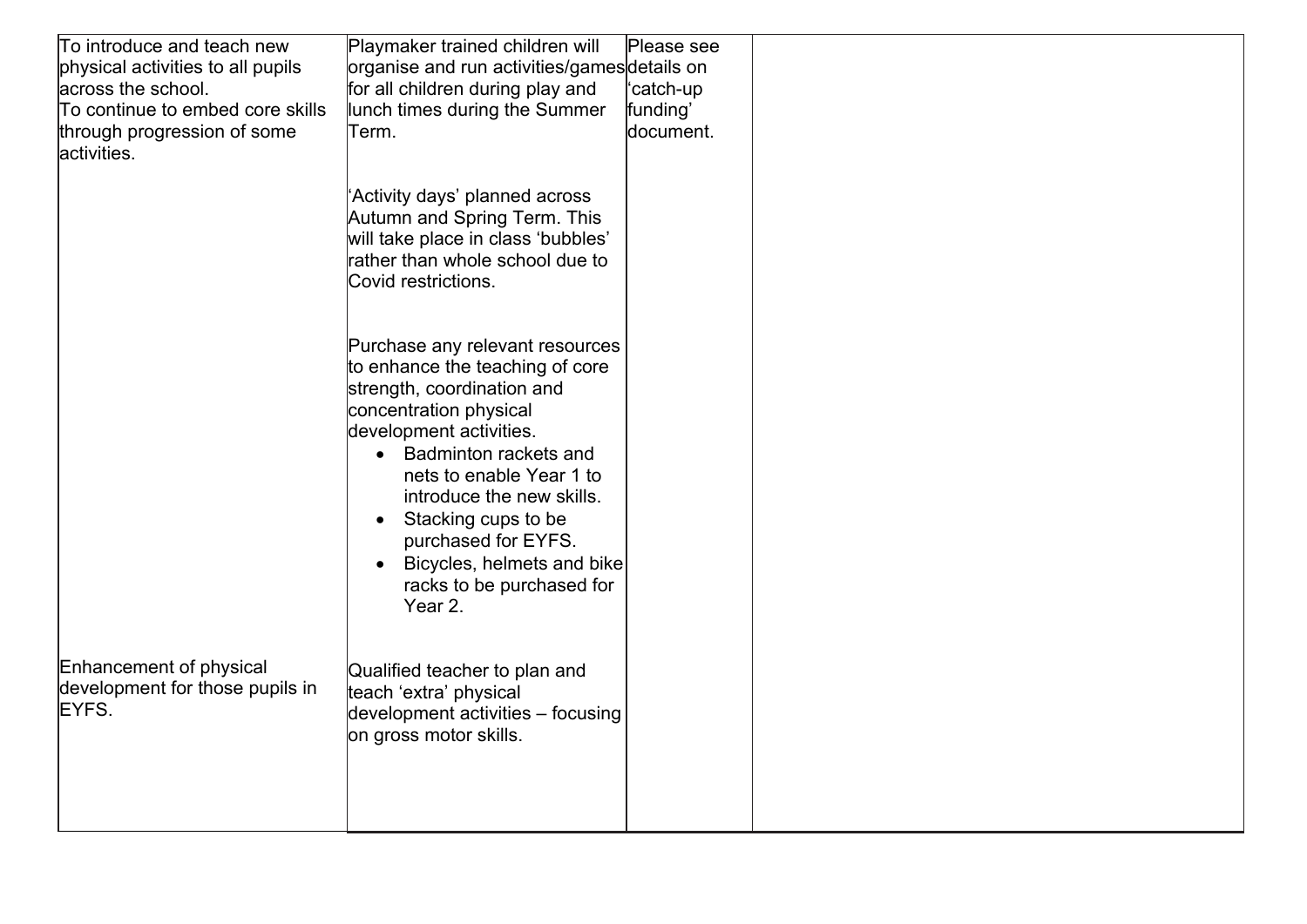| | | | |
|---|---|---|---|
| To introduce and teach new physical activities to all pupils across the school.<br>To continue to embed core skills through progression of some activities. | Playmaker trained children will organise and run activities/games for all children during play and lunch times during the Summer Term.<br><br>'Activity days' planned across Autumn and Spring Term. This will take place in class 'bubbles' rather than whole school due to Covid restrictions.<br><br>Purchase any relevant resources to enhance the teaching of core strength, coordination and concentration physical development activities.<br>• Badminton rackets and nets to enable Year 1 to introduce the new skills.<br>• Stacking cups to be purchased for EYFS.<br>• Bicycles, helmets and bike racks to be purchased for Year 2. | Please see details on 'catch-up funding' document. | |
| Enhancement of physical development for those pupils in EYFS. | Qualified teacher to plan and teach 'extra' physical development activities – focusing on gross motor skills. | | |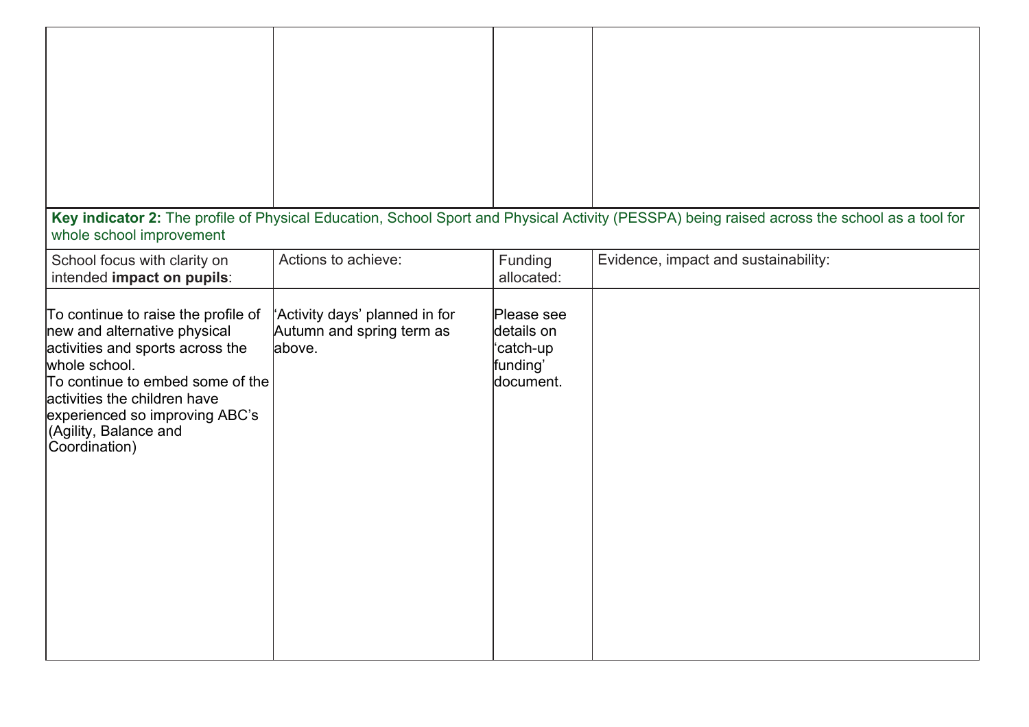| | | | |
|---|---|---|---|
| | | | |

**Key indicator 2:** The profile of Physical Education, School Sport and Physical Activity (PESSPA) being raised across the school as a tool for whole school improvement

| School focus with clarity on intended **impact on pupils**: | Actions to achieve: | Funding allocated: | Evidence, impact and sustainability: |
|---|---|---|---|
| To continue to raise the profile of new and alternative physical activities and sports across the whole school.<br>To continue to embed some of the activities the children have experienced so improving ABC's (Agility, Balance and Coordination) | 'Activity days' planned in for Autumn and spring term as above. | Please see details on 'catch-up funding' document. | |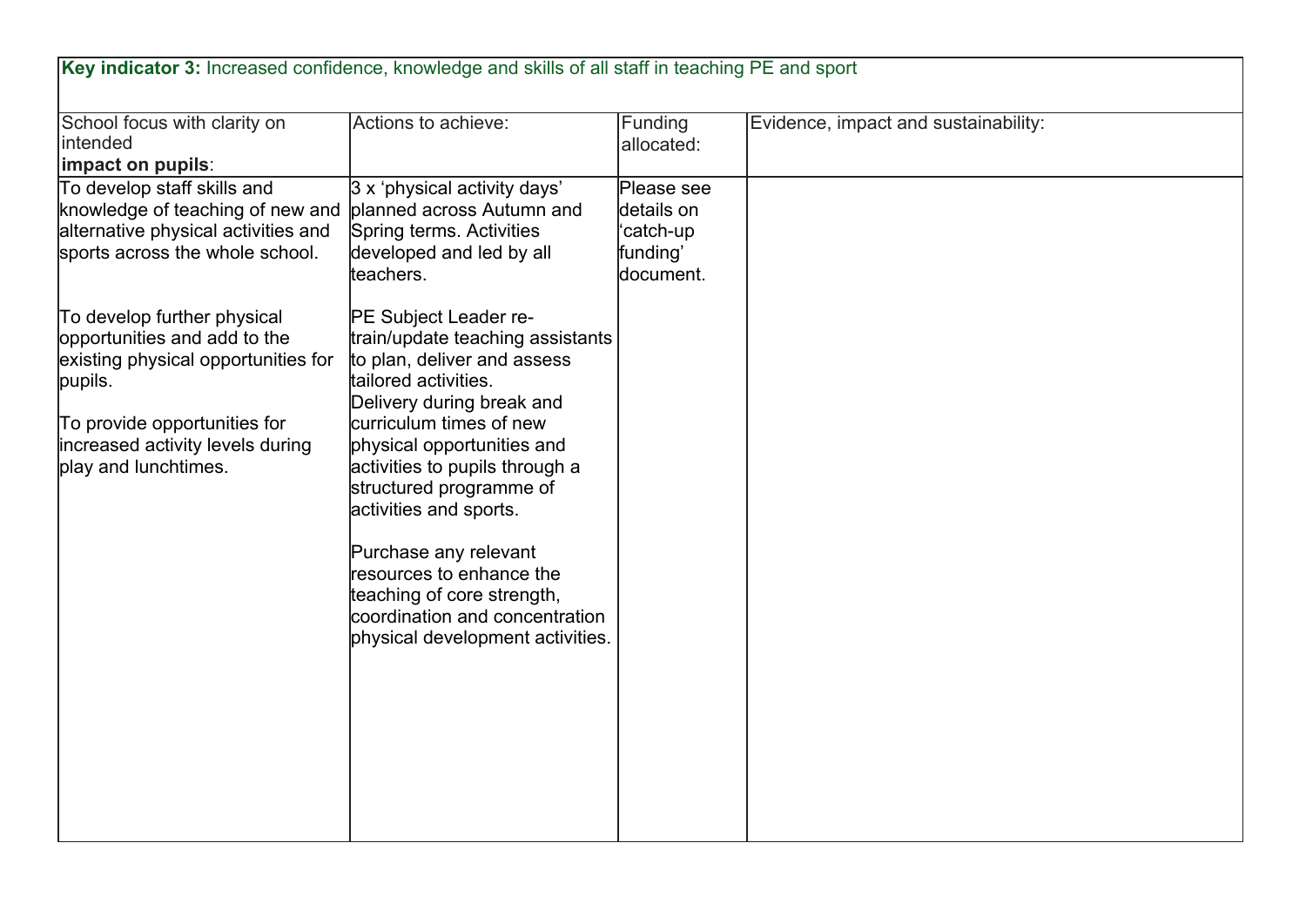**Key indicator 3:** Increased confidence, knowledge and skills of all staff in teaching PE and sport

| School focus with clarity on intended **impact on pupils**: | Actions to achieve: | Funding allocated: | Evidence, impact and sustainability: |
|---|---|---|---|
| To develop staff skills and knowledge of teaching of new and alternative physical activities and sports across the whole school.<br><br>To develop further physical opportunities and add to the existing physical opportunities for pupils.<br><br>To provide opportunities for increased activity levels during play and lunchtimes. | 3 x 'physical activity days' planned across Autumn and Spring terms. Activities developed and led by all teachers.<br><br>PE Subject Leader re-train/update teaching assistants to plan, deliver and assess tailored activities.<br>Delivery during break and curriculum times of new physical opportunities and activities to pupils through a structured programme of activities and sports.<br><br>Purchase any relevant resources to enhance the teaching of core strength, coordination and concentration physical development activities. | Please see details on 'catch-up funding' document. | |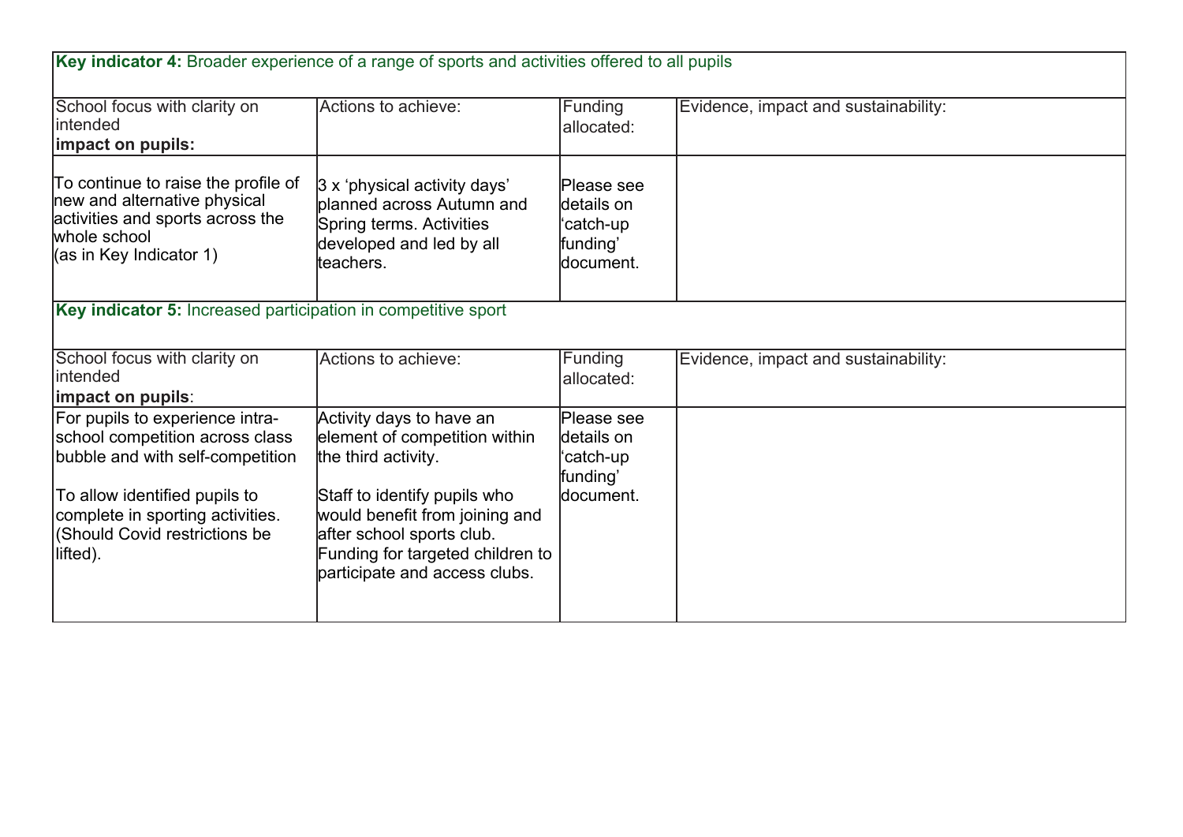| **Key indicator 4:** Broader experience of a range of sports and activities offered to all pupils | | | |
|---|---|---|---|
| School focus with clarity on intended **impact on pupils:** | Actions to achieve: | Funding allocated: | Evidence, impact and sustainability: |
| To continue to raise the profile of new and alternative physical activities and sports across the whole school (as in Key Indicator 1) | 3 x 'physical activity days' planned across Autumn and Spring terms. Activities developed and led by all teachers. | Please see details on 'catch-up funding' document. | |

| **Key indicator 5:** Increased participation in competitive sport | | | |
|---|---|---|---|
| School focus with clarity on intended **impact on pupils**: | Actions to achieve: | Funding allocated: | Evidence, impact and sustainability: |
| For pupils to experience intra-school competition across class bubble and with self-competition<br><br>To allow identified pupils to complete in sporting activities. (Should Covid restrictions be lifted). | Activity days to have an element of competition within the third activity.<br><br>Staff to identify pupils who would benefit from joining and after school sports club. Funding for targeted children to participate and access clubs. | Please see details on 'catch-up funding' document. | |